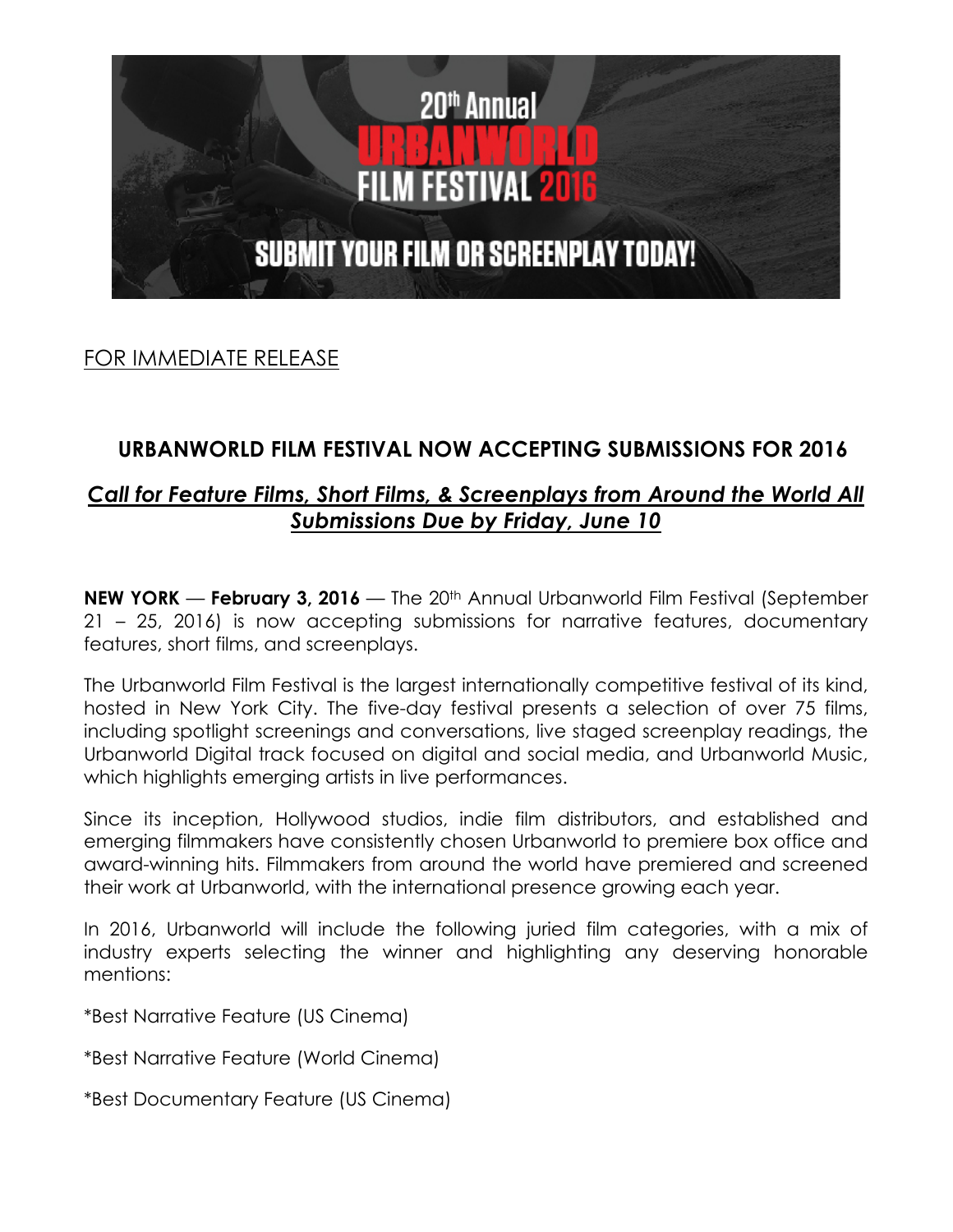FOR IMMEDIATE RELEASE

## URBANWORLD FILM FESTIVAL NOW ACCEPTING SUBMISSIONS FOR 2016

***Call for Feature Films, Short Films, & Screenplays from Around the World All Submissions Due by Friday, June 10***

**NEW YORK** — **February 3, 2016** — The 20th Annual Urbanworld Film Festival (September 21 – 25, 2016) is now accepting submissions for narrative features, documentary features, short films, and screenplays.

The Urbanworld Film Festival is the largest internationally competitive festival of its kind, hosted in New York City. The five-day festival presents a selection of over 75 films, including spotlight screenings and conversations, live staged screenplay readings, the Urbanworld Digital track focused on digital and social media, and Urbanworld Music, which highlights emerging artists in live performances.

Since its inception, Hollywood studios, indie film distributors, and established and emerging filmmakers have consistently chosen Urbanworld to premiere box office and award-winning hits. Filmmakers from around the world have premiered and screened their work at Urbanworld, with the international presence growing each year.

In 2016, Urbanworld will include the following juried film categories, with a mix of industry experts selecting the winner and highlighting any deserving honorable mentions:

*Best Narrative Feature (US Cinema)

*Best Narrative Feature (World Cinema)

*Best Documentary Feature (US Cinema)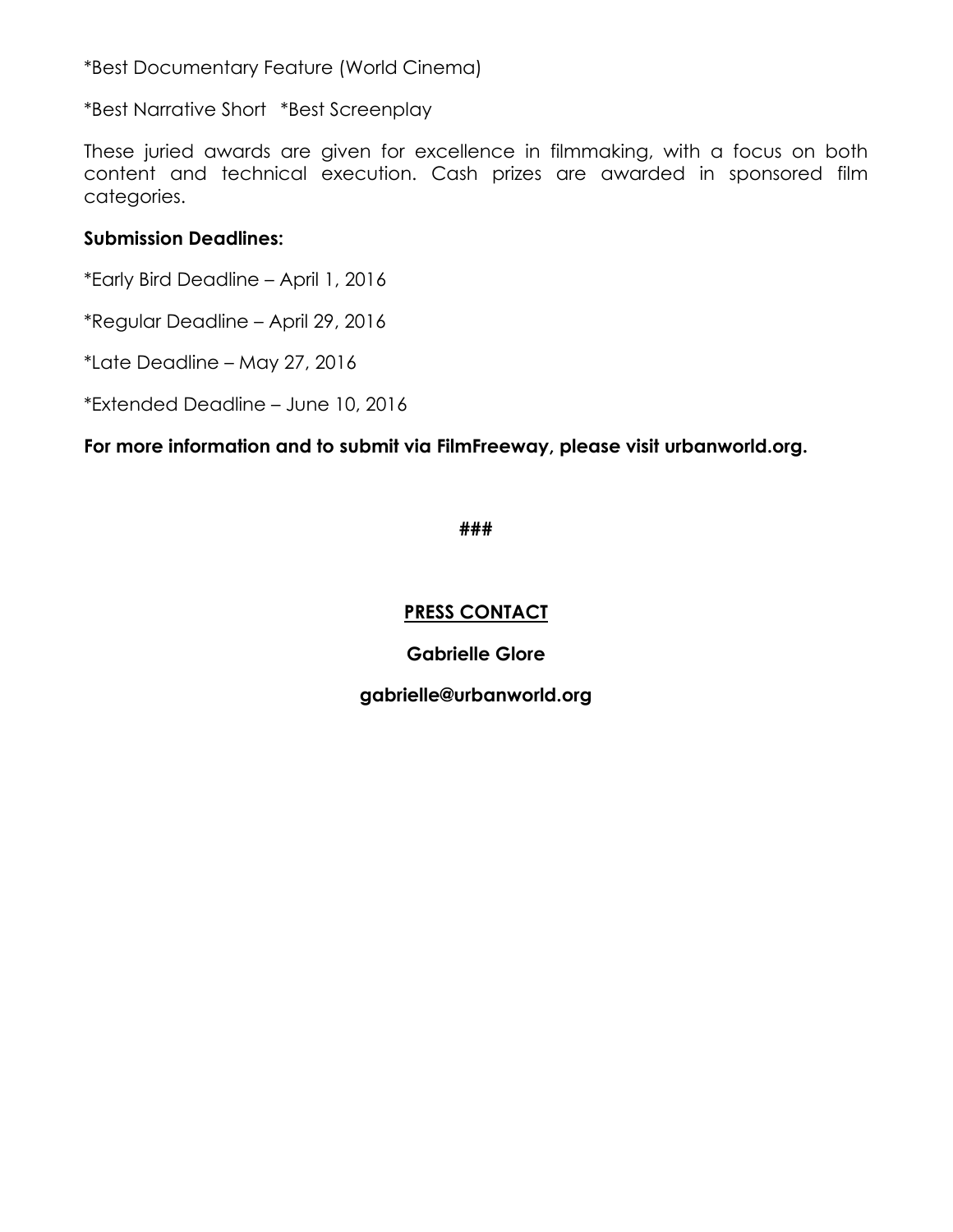*Best Documentary Feature (World Cinema)

*Best Narrative Short   *Best Screenplay

These juried awards are given for excellence in filmmaking, with a focus on both content and technical execution. Cash prizes are awarded in sponsored film categories.

**Submission Deadlines:**

*Early Bird Deadline – April 1, 2016

*Regular Deadline – April 29, 2016

*Late Deadline – May 27, 2016

*Extended Deadline – June 10, 2016

**For more information and to submit via FilmFreeway, please visit urbanworld.org.**

**###**

**PRESS CONTACT**

**Gabrielle Glore**

**gabrielle@urbanworld.org**